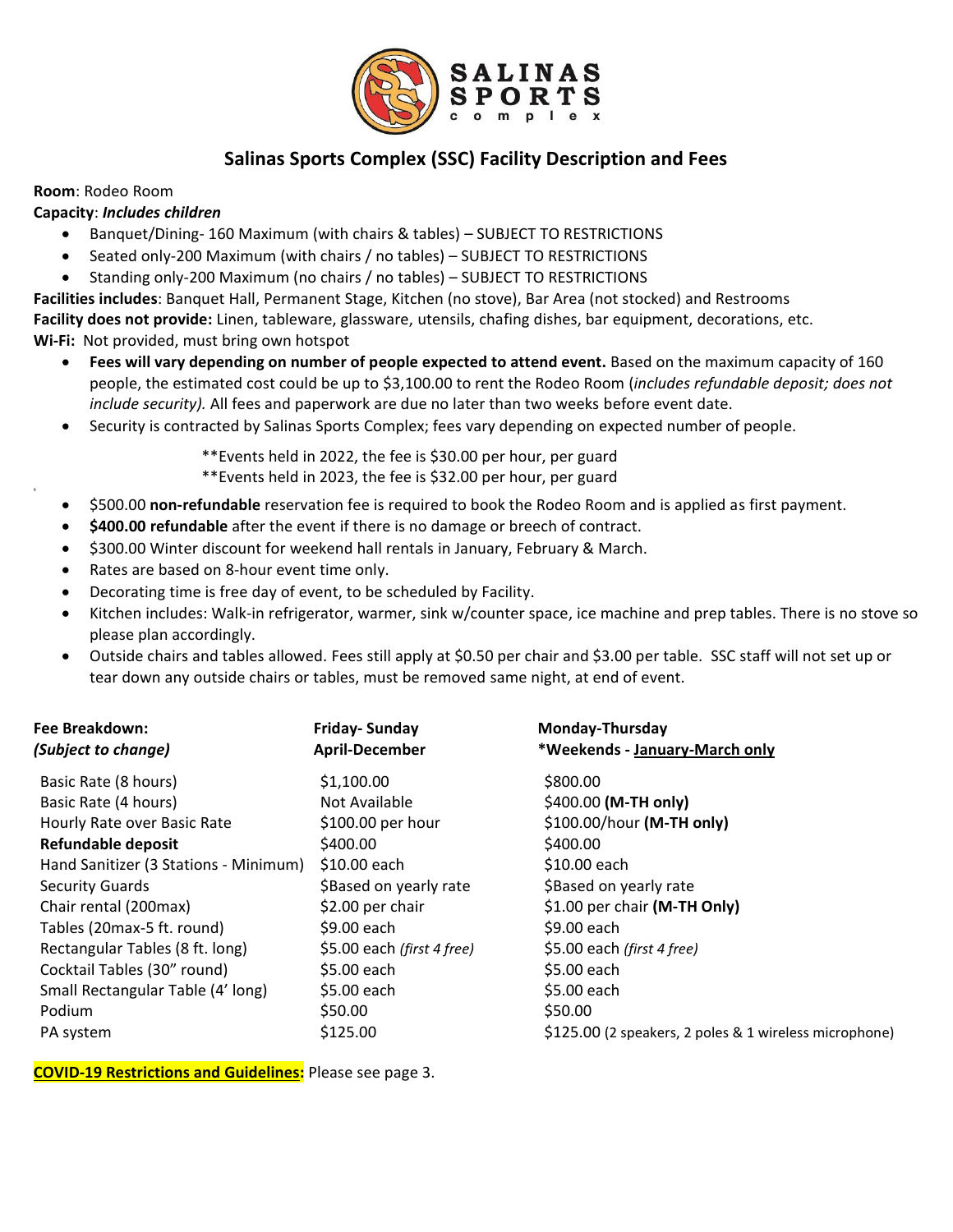# Salinas Sports Complex (SSC) Facility Description and Fees

**Room**: Rodeo Room

**Capacity**: ***Includes children***

- Banquet/Dining- 160 Maximum (with chairs & tables) – SUBJECT TO RESTRICTIONS
- Seated only-200 Maximum (with chairs / no tables) – SUBJECT TO RESTRICTIONS
- Standing only-200 Maximum (no chairs / no tables) – SUBJECT TO RESTRICTIONS

**Facilities includes**: Banquet Hall, Permanent Stage, Kitchen (no stove), Bar Area (not stocked) and Restrooms

**Facility does not provide:** Linen, tableware, glassware, utensils, chafing dishes, bar equipment, decorations, etc.

**Wi-Fi:** Not provided, must bring own hotspot

- **Fees will vary depending on number of people expected to attend event.** Based on the maximum capacity of 160 people, the estimated cost could be up to $3,100.00 to rent the Rodeo Room (*includes refundable deposit; does not include security).* All fees and paperwork are due no later than two weeks before event date.
- Security is contracted by Salinas Sports Complex; fees vary depending on expected number of people.

  **Events held in 2022, the fee is $30.00 per hour, per guard

  **Events held in 2023, the fee is $32.00 per hour, per guard

- $500.00 **non-refundable** reservation fee is required to book the Rodeo Room and is applied as first payment.
- **$400.00 refundable** after the event if there is no damage or breech of contract.
- $300.00 Winter discount for weekend hall rentals in January, February & March.
- Rates are based on 8-hour event time only.
- Decorating time is free day of event, to be scheduled by Facility.
- Kitchen includes: Walk-in refrigerator, warmer, sink w/counter space, ice machine and prep tables. There is no stove so please plan accordingly.
- Outside chairs and tables allowed. Fees still apply at $0.50 per chair and $3.00 per table. SSC staff will not set up or tear down any outside chairs or tables, must be removed same night, at end of event.

| **Fee Breakdown:** *(Subject to change)* | **Friday- Sunday April-December** | **Monday-Thursday \*Weekends - January-March only** |
|---|---|---|
| Basic Rate (8 hours) | $1,100.00 | $800.00 |
| Basic Rate (4 hours) | Not Available | $400.00 **(M-TH only)** |
| Hourly Rate over Basic Rate | $100.00 per hour | $100.00/hour **(M-TH only)** |
| **Refundable deposit** | $400.00 | $400.00 |
| Hand Sanitizer (3 Stations - Minimum) | $10.00 each | $10.00 each |
| Security Guards | $Based on yearly rate | $Based on yearly rate |
| Chair rental (200max) | $2.00 per chair | $1.00 per chair **(M-TH Only)** |
| Tables (20max-5 ft. round) | $9.00 each | $9.00 each |
| Rectangular Tables (8 ft. long) | $5.00 each *(first 4 free)* | $5.00 each *(first 4 free)* |
| Cocktail Tables (30" round) | $5.00 each | $5.00 each |
| Small Rectangular Table (4' long) | $5.00 each | $5.00 each |
| Podium | $50.00 | $50.00 |
| PA system | $125.00 | $125.00 (2 speakers, 2 poles & 1 wireless microphone) |

**COVID-19 Restrictions and Guidelines:** Please see page 3.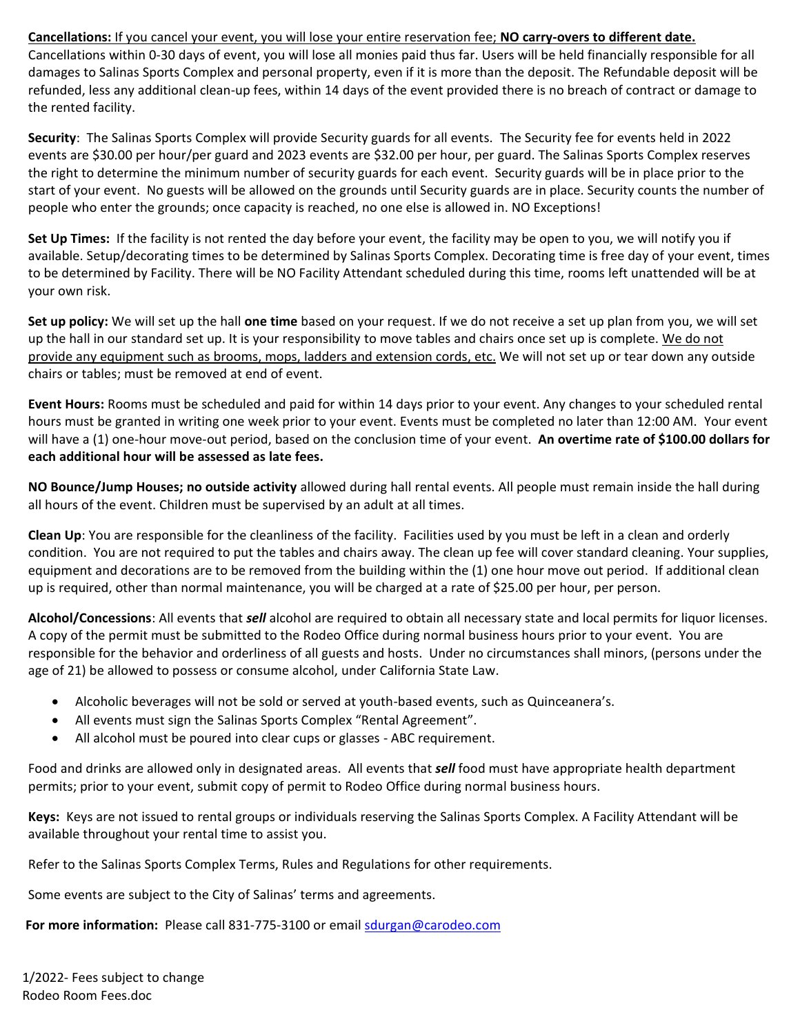**Cancellations:** If you cancel your event, you will lose your entire reservation fee; **NO carry-overs to different date.** Cancellations within 0-30 days of event, you will lose all monies paid thus far. Users will be held financially responsible for all damages to Salinas Sports Complex and personal property, even if it is more than the deposit. The Refundable deposit will be refunded, less any additional clean-up fees, within 14 days of the event provided there is no breach of contract or damage to the rented facility.

**Security**: The Salinas Sports Complex will provide Security guards for all events. The Security fee for events held in 2022 events are $30.00 per hour/per guard and 2023 events are $32.00 per hour, per guard. The Salinas Sports Complex reserves the right to determine the minimum number of security guards for each event. Security guards will be in place prior to the start of your event. No guests will be allowed on the grounds until Security guards are in place. Security counts the number of people who enter the grounds; once capacity is reached, no one else is allowed in. NO Exceptions!

**Set Up Times:** If the facility is not rented the day before your event, the facility may be open to you, we will notify you if available. Setup/decorating times to be determined by Salinas Sports Complex. Decorating time is free day of your event, times to be determined by Facility. There will be NO Facility Attendant scheduled during this time, rooms left unattended will be at your own risk.

**Set up policy:** We will set up the hall **one time** based on your request. If we do not receive a set up plan from you, we will set up the hall in our standard set up. It is your responsibility to move tables and chairs once set up is complete. We do not provide any equipment such as brooms, mops, ladders and extension cords, etc. We will not set up or tear down any outside chairs or tables; must be removed at end of event.

**Event Hours:** Rooms must be scheduled and paid for within 14 days prior to your event. Any changes to your scheduled rental hours must be granted in writing one week prior to your event. Events must be completed no later than 12:00 AM. Your event will have a (1) one-hour move-out period, based on the conclusion time of your event. **An overtime rate of $100.00 dollars for each additional hour will be assessed as late fees.**

**NO Bounce/Jump Houses; no outside activity** allowed during hall rental events. All people must remain inside the hall during all hours of the event. Children must be supervised by an adult at all times.

**Clean Up**: You are responsible for the cleanliness of the facility. Facilities used by you must be left in a clean and orderly condition. You are not required to put the tables and chairs away. The clean up fee will cover standard cleaning. Your supplies, equipment and decorations are to be removed from the building within the (1) one hour move out period. If additional clean up is required, other than normal maintenance, you will be charged at a rate of $25.00 per hour, per person.

**Alcohol/Concessions**: All events that ***sell*** alcohol are required to obtain all necessary state and local permits for liquor licenses. A copy of the permit must be submitted to the Rodeo Office during normal business hours prior to your event. You are responsible for the behavior and orderliness of all guests and hosts. Under no circumstances shall minors, (persons under the age of 21) be allowed to possess or consume alcohol, under California State Law.

- Alcoholic beverages will not be sold or served at youth-based events, such as Quinceanera's.
- All events must sign the Salinas Sports Complex "Rental Agreement".
- All alcohol must be poured into clear cups or glasses - ABC requirement.

Food and drinks are allowed only in designated areas. All events that ***sell*** food must have appropriate health department permits; prior to your event, submit copy of permit to Rodeo Office during normal business hours.

**Keys:** Keys are not issued to rental groups or individuals reserving the Salinas Sports Complex. A Facility Attendant will be available throughout your rental time to assist you.

Refer to the Salinas Sports Complex Terms, Rules and Regulations for other requirements.

Some events are subject to the City of Salinas' terms and agreements.

**For more information:** Please call 831-775-3100 or email sdurgan@carodeo.com

1/2022- Fees subject to change
Rodeo Room Fees.doc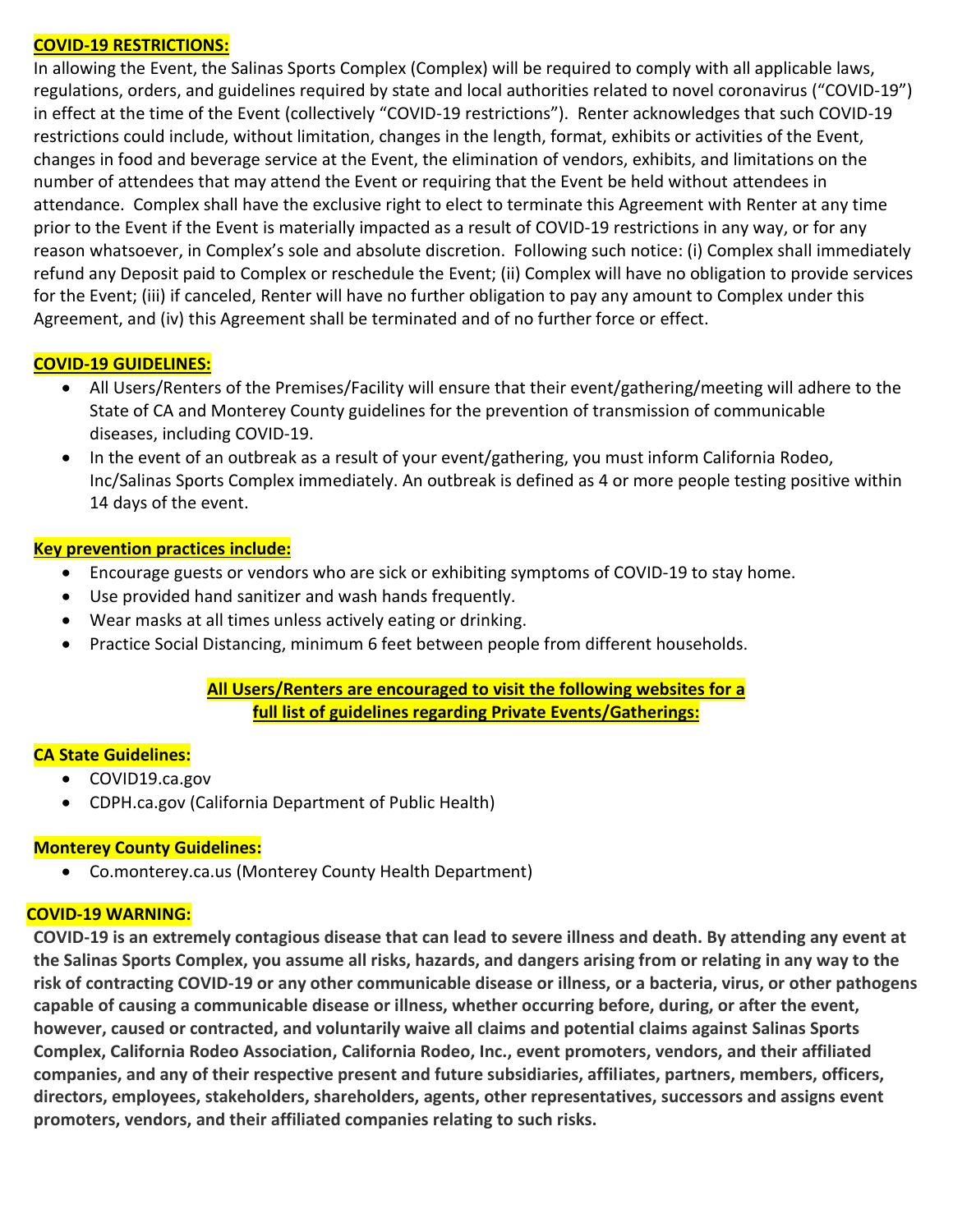## COVID-19 RESTRICTIONS:

In allowing the Event, the Salinas Sports Complex (Complex) will be required to comply with all applicable laws, regulations, orders, and guidelines required by state and local authorities related to novel coronavirus ("COVID-19") in effect at the time of the Event (collectively "COVID-19 restrictions"). Renter acknowledges that such COVID-19 restrictions could include, without limitation, changes in the length, format, exhibits or activities of the Event, changes in food and beverage service at the Event, the elimination of vendors, exhibits, and limitations on the number of attendees that may attend the Event or requiring that the Event be held without attendees in attendance. Complex shall have the exclusive right to elect to terminate this Agreement with Renter at any time prior to the Event if the Event is materially impacted as a result of COVID-19 restrictions in any way, or for any reason whatsoever, in Complex's sole and absolute discretion. Following such notice: (i) Complex shall immediately refund any Deposit paid to Complex or reschedule the Event; (ii) Complex will have no obligation to provide services for the Event; (iii) if canceled, Renter will have no further obligation to pay any amount to Complex under this Agreement, and (iv) this Agreement shall be terminated and of no further force or effect.

## COVID-19 GUIDELINES:

- All Users/Renters of the Premises/Facility will ensure that their event/gathering/meeting will adhere to the State of CA and Monterey County guidelines for the prevention of transmission of communicable diseases, including COVID-19.
- In the event of an outbreak as a result of your event/gathering, you must inform California Rodeo, Inc/Salinas Sports Complex immediately. An outbreak is defined as 4 or more people testing positive within 14 days of the event.

## Key prevention practices include:

- Encourage guests or vendors who are sick or exhibiting symptoms of COVID-19 to stay home.
- Use provided hand sanitizer and wash hands frequently.
- Wear masks at all times unless actively eating or drinking.
- Practice Social Distancing, minimum 6 feet between people from different households.

**All Users/Renters are encouraged to visit the following websites for a full list of guidelines regarding Private Events/Gatherings:**

## CA State Guidelines:

- COVID19.ca.gov
- CDPH.ca.gov (California Department of Public Health)

## Monterey County Guidelines:

- Co.monterey.ca.us (Monterey County Health Department)

## COVID-19 WARNING:

**COVID-19 is an extremely contagious disease that can lead to severe illness and death. By attending any event at the Salinas Sports Complex, you assume all risks, hazards, and dangers arising from or relating in any way to the risk of contracting COVID-19 or any other communicable disease or illness, or a bacteria, virus, or other pathogens capable of causing a communicable disease or illness, whether occurring before, during, or after the event, however, caused or contracted, and voluntarily waive all claims and potential claims against Salinas Sports Complex, California Rodeo Association, California Rodeo, Inc., event promoters, vendors, and their affiliated companies, and any of their respective present and future subsidiaries, affiliates, partners, members, officers, directors, employees, stakeholders, shareholders, agents, other representatives, successors and assigns event promoters, vendors, and their affiliated companies relating to such risks.**